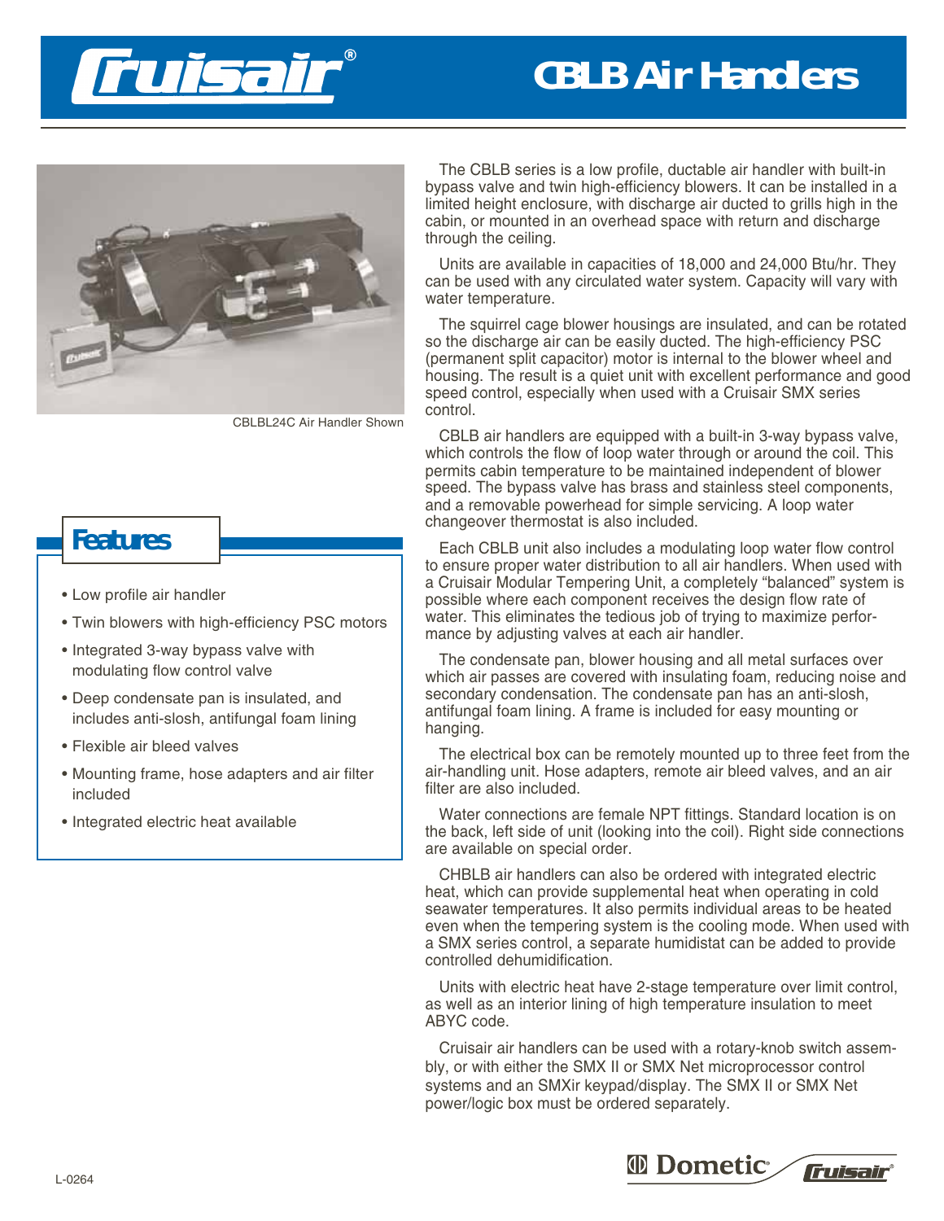# CBLB Air Handlers

CBLBL24C Air Handler Shown

## Features

- Low profile air handler
- Twin blowers with high-efficiency PSC motors
- Integrated 3-way bypass valve with modulating flow control valve
- Deep condensate pan is insulated, and includes anti-slosh, antifungal foam lining
- Flexible air bleed valves
- Mounting frame, hose adapters and air filter included
- Integrated electric heat available

The CBLB series is a low profile, ductable air handler with built-in bypass valve and twin high-efficiency blowers. It can be installed in a limited height enclosure, with discharge air ducted to grills high in the cabin, or mounted in an overhead space with return and discharge through the ceiling.

Units are available in capacities of 18,000 and 24,000 Btu/hr. They can be used with any circulated water system. Capacity will vary with water temperature.

The squirrel cage blower housings are insulated, and can be rotated so the discharge air can be easily ducted. The high-efficiency PSC (permanent split capacitor) motor is internal to the blower wheel and housing. The result is a quiet unit with excellent performance and good speed control, especially when used with a Cruisair SMX series control.

CBLB air handlers are equipped with a built-in 3-way bypass valve, which controls the flow of loop water through or around the coil. This permits cabin temperature to be maintained independent of blower speed. The bypass valve has brass and stainless steel components, and a removable powerhead for simple servicing. A loop water changeover thermostat is also included.

Each CBLB unit also includes a modulating loop water flow control to ensure proper water distribution to all air handlers. When used with a Cruisair Modular Tempering Unit, a completely "balanced" system is possible where each component receives the design flow rate of water. This eliminates the tedious job of trying to maximize performance by adjusting valves at each air handler.

The condensate pan, blower housing and all metal surfaces over which air passes are covered with insulating foam, reducing noise and secondary condensation. The condensate pan has an anti-slosh, antifungal foam lining. A frame is included for easy mounting or hanging.

The electrical box can be remotely mounted up to three feet from the air-handling unit. Hose adapters, remote air bleed valves, and an air filter are also included.

Water connections are female NPT fittings. Standard location is on the back, left side of unit (looking into the coil). Right side connections are available on special order.

CHBLB air handlers can also be ordered with integrated electric heat, which can provide supplemental heat when operating in cold seawater temperatures. It also permits individual areas to be heated even when the tempering system is the cooling mode. When used with a SMX series control, a separate humidistat can be added to provide controlled dehumidification.

Units with electric heat have 2-stage temperature over limit control, as well as an interior lining of high temperature insulation to meet ABYC code.

Cruisair air handlers can be used with a rotary-knob switch assembly, or with either the SMX II or SMX Net microprocessor control systems and an SMXir keypad/display. The SMX II or SMX Net power/logic box must be ordered separately.

L-0264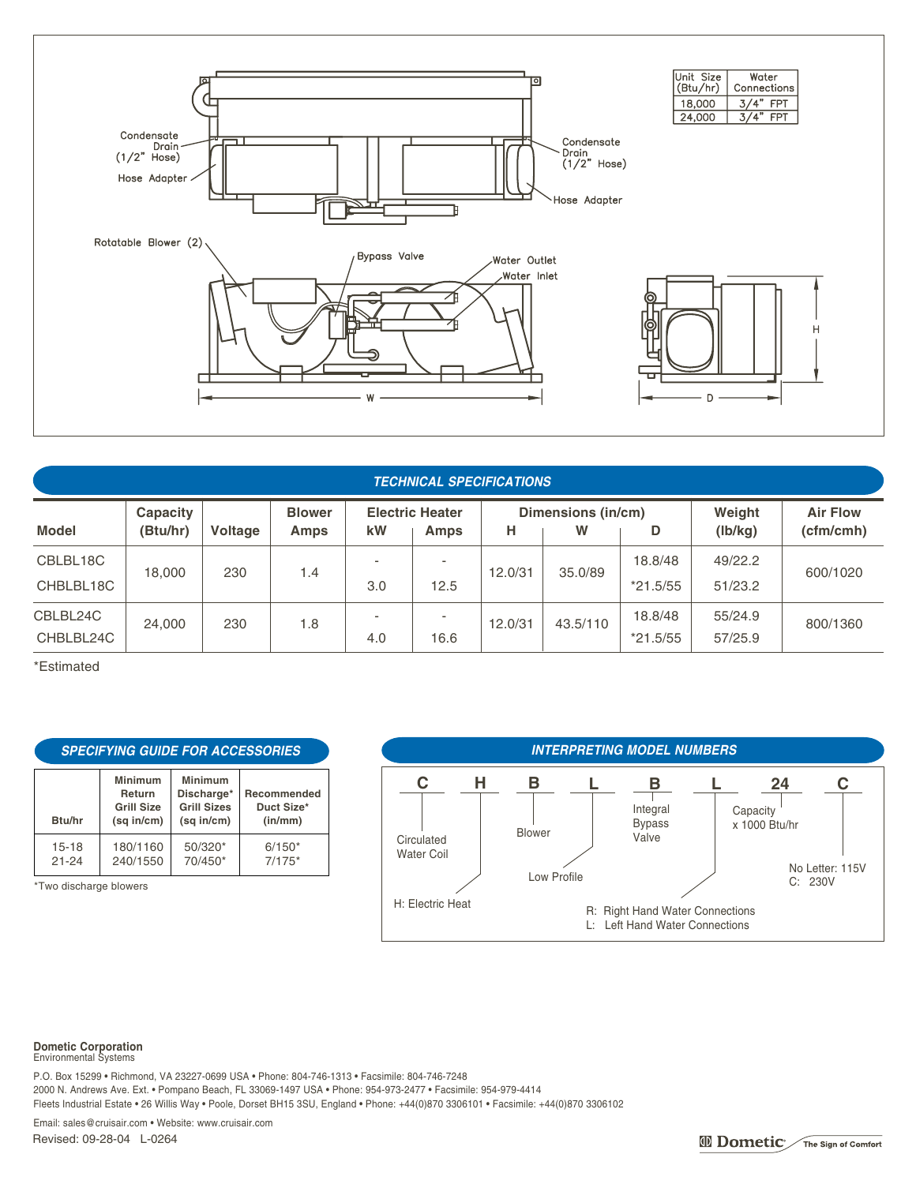Condensate Drain (1/2" Hose)

Hose Adapter

Condensate Drain (1/2" Hose)

Hose Adapter

Rotatable Blower (2)

Bypass Valve

Water Outlet

Water Inlet

W

D

H

| Unit Size (Btu/hr) | Water Connections |
|---|---|
| 18,000 | 3/4" FPT |
| 24,000 | 3/4" FPT |

## TECHNICAL SPECIFICATIONS

| Model | Capacity (Btu/hr) | Voltage | Blower Amps | Electric Heater kW | Electric Heater Amps | Dimensions (in/cm) H | Dimensions (in/cm) W | Dimensions (in/cm) D | Weight (lb/kg) | Air Flow (cfm/cmh) |
|---|---|---|---|---|---|---|---|---|---|---|
| CBLBL18C | 18,000 | 230 | 1.4 | - | - | 12.0/31 | 35.0/89 | 18.8/48 | 49/22.2 | 600/1020 |
| CHBLBL18C | | | | 3.0 | 12.5 | | | *21.5/55 | 51/23.2 | |
| CBLBL24C | 24,000 | 230 | 1.8 | - | - | 12.0/31 | 43.5/110 | 18.8/48 | 55/24.9 | 800/1360 |
| CHBLBL24C | | | | 4.0 | 16.6 | | | *21.5/55 | 57/25.9 | |

*Estimated

## SPECIFYING GUIDE FOR ACCESSORIES

| Btu/hr | Minimum Return Grill Size (sq in/cm) | Minimum Discharge* Grill Sizes (sq in/cm) | Recommended Duct Size* (in/mm) |
|---|---|---|---|
| 15-18 | 180/1160 | 50/320* | 6/150* |
| 21-24 | 240/1550 | 70/450* | 7/175* |

*Two discharge blowers

## INTERPRETING MODEL NUMBERS

**C H B L B L 24 C**

- C: Circulated Water Coil
- H: Electric Heat
- B: Blower
- L: Low Profile
- B: Integral Bypass Valve
- L: R: Right Hand Water Connections; L: Left Hand Water Connections
- 24: Capacity x 1000 Btu/hr
- C: No Letter: 115V; C: 230V

**Dometic Corporation**
Environmental Systems

P.O. Box 15299 • Richmond, VA 23227-0699 USA • Phone: 804-746-1313 • Facsimile: 804-746-7248
2000 N. Andrews Ave. Ext. • Pompano Beach, FL 33069-1497 USA • Phone: 954-973-2477 • Facsimile: 954-979-4414
Fleets Industrial Estate • 26 Willis Way • Poole, Dorset BH15 3SU, England • Phone: +44(0)870 3306101 • Facsimile: +44(0)870 3306102

Email: sales@cruisair.com • Website: www.cruisair.com

Revised: 09-28-04 L-0264

Dometic — The Sign of Comfort